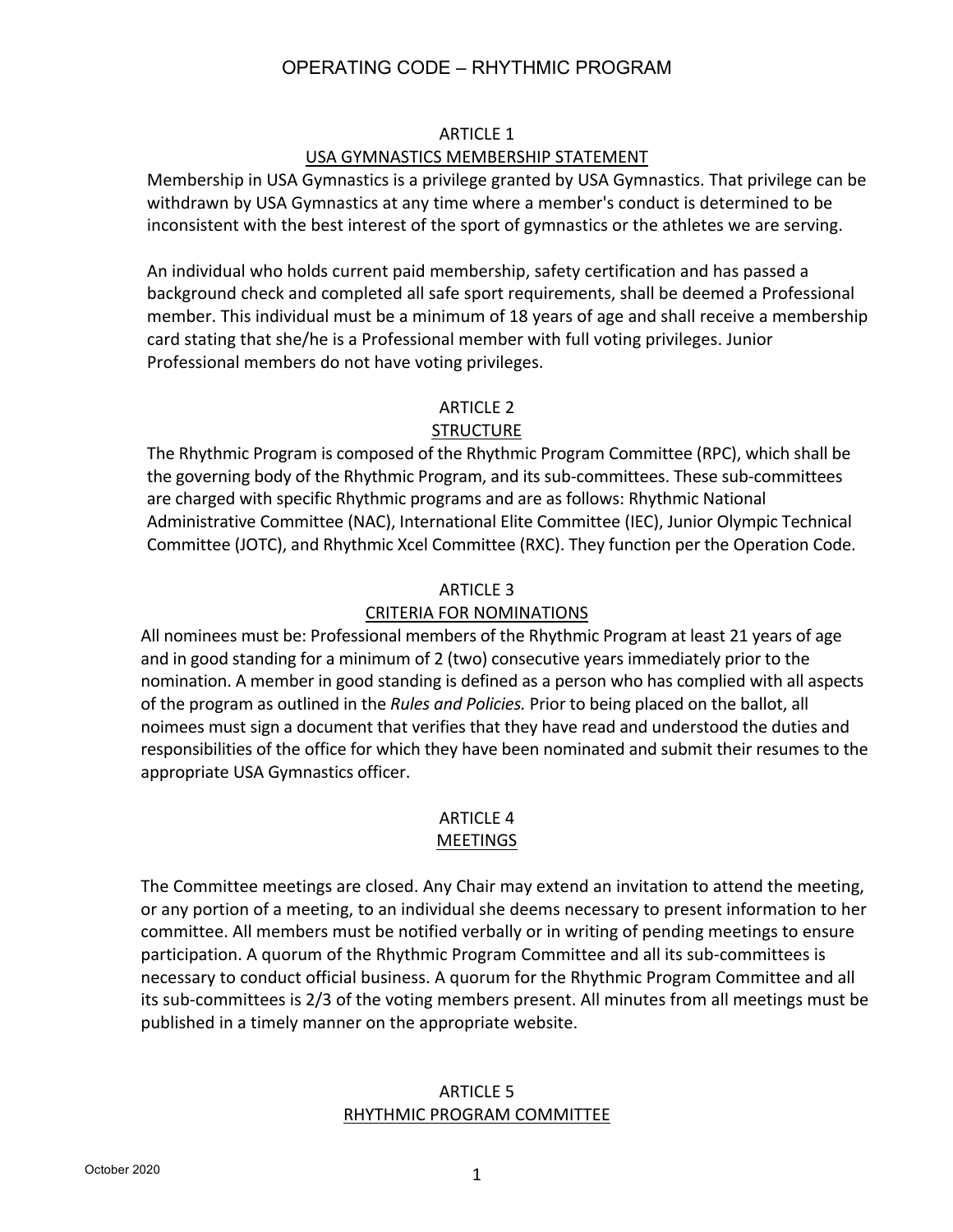# OPERATING CODE – RHYTHMIC PROGRAM

## ARTICLE 1
## USA GYMNASTICS MEMBERSHIP STATEMENT

Membership in USA Gymnastics is a privilege granted by USA Gymnastics. That privilege can be withdrawn by USA Gymnastics at any time where a member's conduct is determined to be inconsistent with the best interest of the sport of gymnastics or the athletes we are serving.

An individual who holds current paid membership, safety certification and has passed a background check and completed all safe sport requirements, shall be deemed a Professional member. This individual must be a minimum of 18 years of age and shall receive a membership card stating that she/he is a Professional member with full voting privileges. Junior Professional members do not have voting privileges.

## ARTICLE 2
## STRUCTURE

The Rhythmic Program is composed of the Rhythmic Program Committee (RPC), which shall be the governing body of the Rhythmic Program, and its sub-committees. These sub-committees are charged with specific Rhythmic programs and are as follows: Rhythmic National Administrative Committee (NAC), International Elite Committee (IEC), Junior Olympic Technical Committee (JOTC), and Rhythmic Xcel Committee (RXC). They function per the Operation Code.

## ARTICLE 3
## CRITERIA FOR NOMINATIONS

All nominees must be: Professional members of the Rhythmic Program at least 21 years of age and in good standing for a minimum of 2 (two) consecutive years immediately prior to the nomination. A member in good standing is defined as a person who has complied with all aspects of the program as outlined in the *Rules and Policies.* Prior to being placed on the ballot, all noimees must sign a document that verifies that they have read and understood the duties and responsibilities of the office for which they have been nominated and submit their resumes to the appropriate USA Gymnastics officer.

## ARTICLE 4
## MEETINGS

The Committee meetings are closed. Any Chair may extend an invitation to attend the meeting, or any portion of a meeting, to an individual she deems necessary to present information to her committee. All members must be notified verbally or in writing of pending meetings to ensure participation. A quorum of the Rhythmic Program Committee and all its sub-committees is necessary to conduct official business. A quorum for the Rhythmic Program Committee and all its sub-committees is 2/3 of the voting members present. All minutes from all meetings must be published in a timely manner on the appropriate website.

## ARTICLE 5
## RHYTHMIC PROGRAM COMMITTEE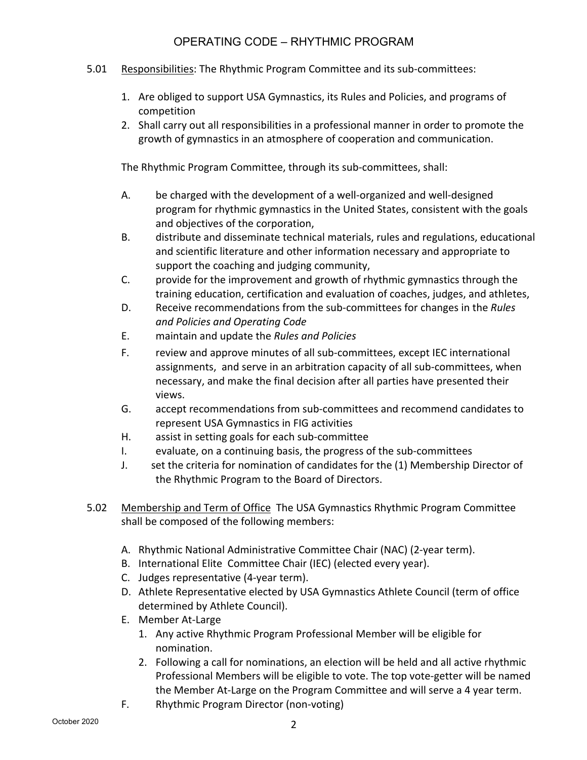5.01 Responsibilities: The Rhythmic Program Committee and its sub-committees:

1. Are obliged to support USA Gymnastics, its Rules and Policies, and programs of competition
2. Shall carry out all responsibilities in a professional manner in order to promote the growth of gymnastics in an atmosphere of cooperation and communication.

The Rhythmic Program Committee, through its sub-committees, shall:

A. be charged with the development of a well-organized and well-designed program for rhythmic gymnastics in the United States, consistent with the goals and objectives of the corporation,

B. distribute and disseminate technical materials, rules and regulations, educational and scientific literature and other information necessary and appropriate to support the coaching and judging community,

C. provide for the improvement and growth of rhythmic gymnastics through the training education, certification and evaluation of coaches, judges, and athletes,

D. Receive recommendations from the sub-committees for changes in the *Rules and Policies and Operating Code*

E. maintain and update the *Rules and Policies*

F. review and approve minutes of all sub-committees, except IEC international assignments, and serve in an arbitration capacity of all sub-committees, when necessary, and make the final decision after all parties have presented their views.

G. accept recommendations from sub-committees and recommend candidates to represent USA Gymnastics in FIG activities

H. assist in setting goals for each sub-committee

I. evaluate, on a continuing basis, the progress of the sub-committees

J. set the criteria for nomination of candidates for the (1) Membership Director of the Rhythmic Program to the Board of Directors.

5.02 Membership and Term of Office The USA Gymnastics Rhythmic Program Committee shall be composed of the following members:

A. Rhythmic National Administrative Committee Chair (NAC) (2-year term).

B. International Elite Committee Chair (IEC) (elected every year).

C. Judges representative (4-year term).

D. Athlete Representative elected by USA Gymnastics Athlete Council (term of office determined by Athlete Council).

E. Member At-Large
   1. Any active Rhythmic Program Professional Member will be eligible for nomination.
   2. Following a call for nominations, an election will be held and all active rhythmic Professional Members will be eligible to vote. The top vote-getter will be named the Member At-Large on the Program Committee and will serve a 4 year term.

F. Rhythmic Program Director (non-voting)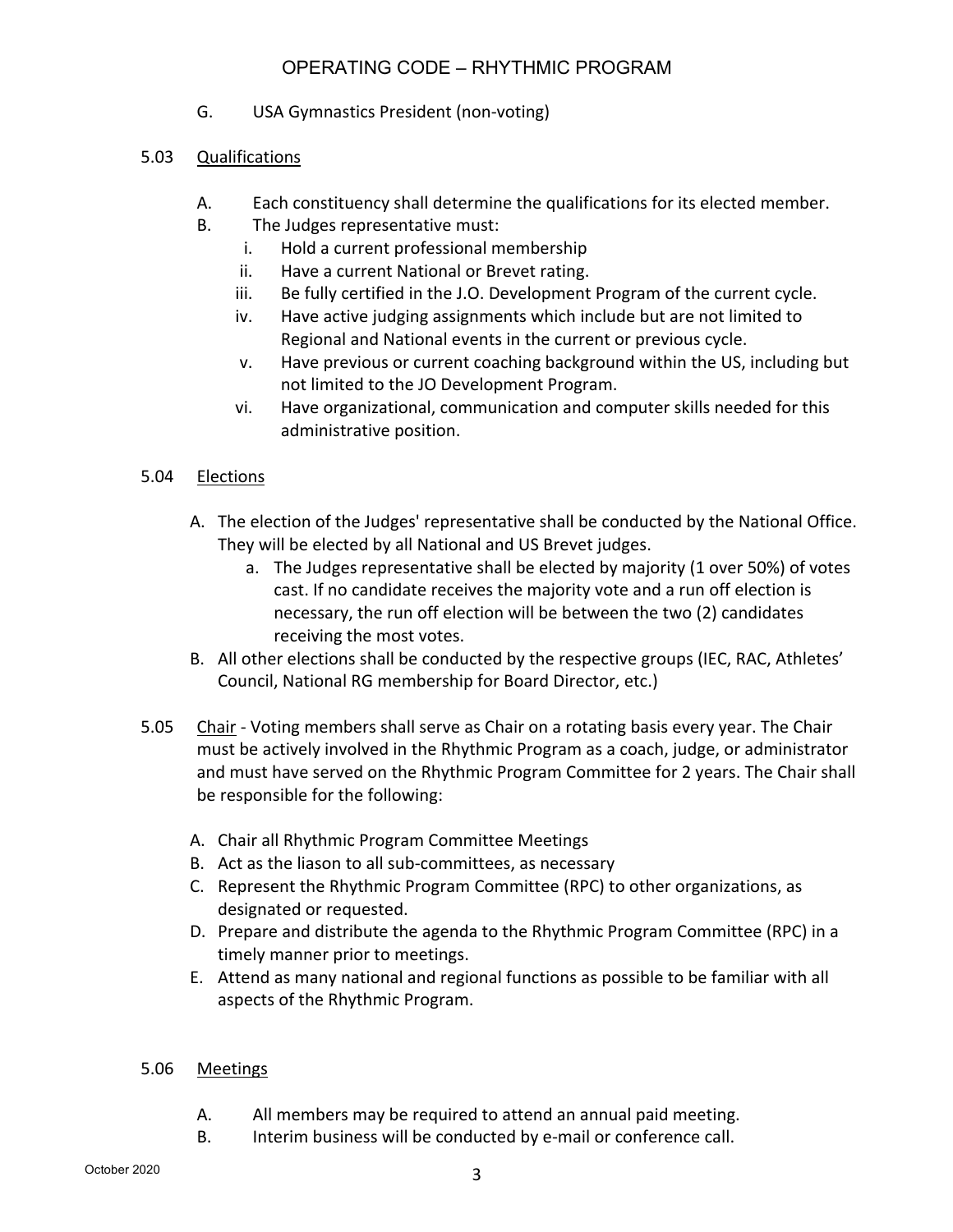G. USA Gymnastics President (non-voting)

## 5.03 Qualifications

A. Each constituency shall determine the qualifications for its elected member.

B. The Judges representative must:
   i. Hold a current professional membership
   ii. Have a current National or Brevet rating.
   iii. Be fully certified in the J.O. Development Program of the current cycle.
   iv. Have active judging assignments which include but are not limited to Regional and National events in the current or previous cycle.
   v. Have previous or current coaching background within the US, including but not limited to the JO Development Program.
   vi. Have organizational, communication and computer skills needed for this administrative position.

## 5.04 Elections

A. The election of the Judges' representative shall be conducted by the National Office. They will be elected by all National and US Brevet judges.
   a. The Judges representative shall be elected by majority (1 over 50%) of votes cast. If no candidate receives the majority vote and a run off election is necessary, the run off election will be between the two (2) candidates receiving the most votes.

B. All other elections shall be conducted by the respective groups (IEC, RAC, Athletes' Council, National RG membership for Board Director, etc.)

## 5.05 Chair

Voting members shall serve as Chair on a rotating basis every year. The Chair must be actively involved in the Rhythmic Program as a coach, judge, or administrator and must have served on the Rhythmic Program Committee for 2 years. The Chair shall be responsible for the following:

A. Chair all Rhythmic Program Committee Meetings

B. Act as the liason to all sub-committees, as necessary

C. Represent the Rhythmic Program Committee (RPC) to other organizations, as designated or requested.

D. Prepare and distribute the agenda to the Rhythmic Program Committee (RPC) in a timely manner prior to meetings.

E. Attend as many national and regional functions as possible to be familiar with all aspects of the Rhythmic Program.

## 5.06 Meetings

A. All members may be required to attend an annual paid meeting.

B. Interim business will be conducted by e-mail or conference call.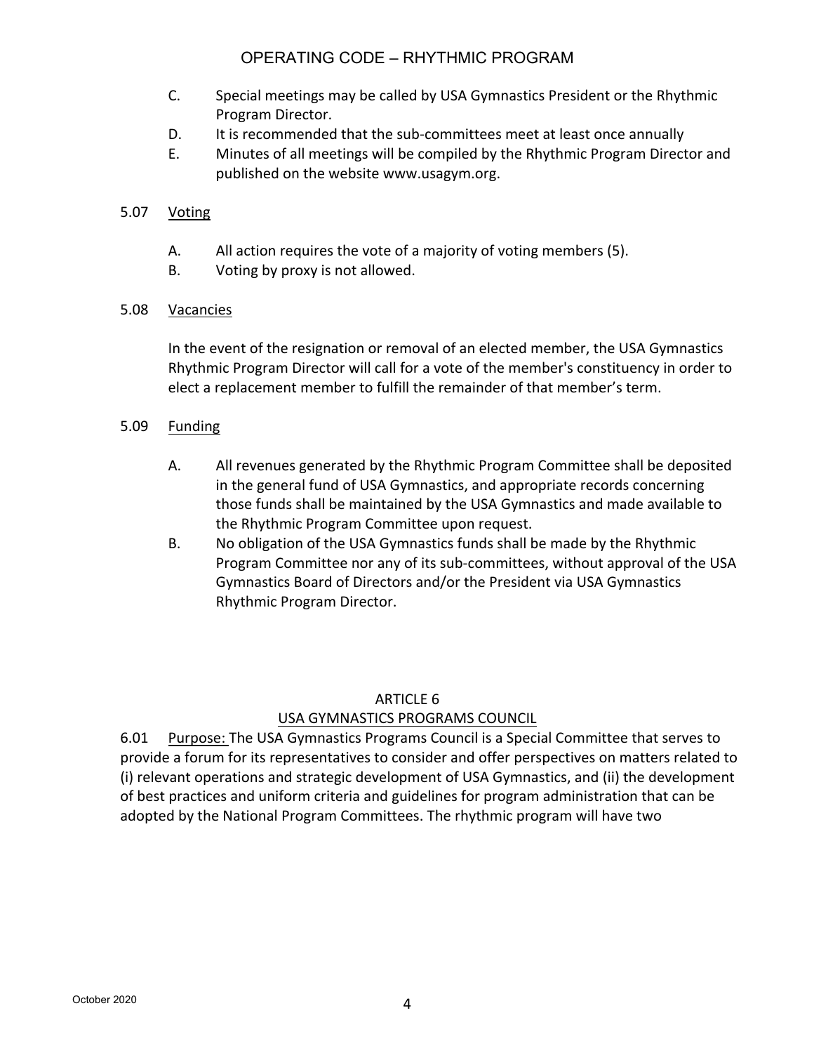C. Special meetings may be called by USA Gymnastics President or the Rhythmic Program Director.

D. It is recommended that the sub-committees meet at least once annually

E. Minutes of all meetings will be compiled by the Rhythmic Program Director and published on the website www.usagym.org.

5.07 Voting

A. All action requires the vote of a majority of voting members (5).

B. Voting by proxy is not allowed.

5.08 Vacancies

In the event of the resignation or removal of an elected member, the USA Gymnastics Rhythmic Program Director will call for a vote of the member's constituency in order to elect a replacement member to fulfill the remainder of that member's term.

5.09 Funding

A. All revenues generated by the Rhythmic Program Committee shall be deposited in the general fund of USA Gymnastics, and appropriate records concerning those funds shall be maintained by the USA Gymnastics and made available to the Rhythmic Program Committee upon request.

B. No obligation of the USA Gymnastics funds shall be made by the Rhythmic Program Committee nor any of its sub-committees, without approval of the USA Gymnastics Board of Directors and/or the President via USA Gymnastics Rhythmic Program Director.

## ARTICLE 6
## USA GYMNASTICS PROGRAMS COUNCIL

6.01 Purpose: The USA Gymnastics Programs Council is a Special Committee that serves to provide a forum for its representatives to consider and offer perspectives on matters related to (i) relevant operations and strategic development of USA Gymnastics, and (ii) the development of best practices and uniform criteria and guidelines for program administration that can be adopted by the National Program Committees. The rhythmic program will have two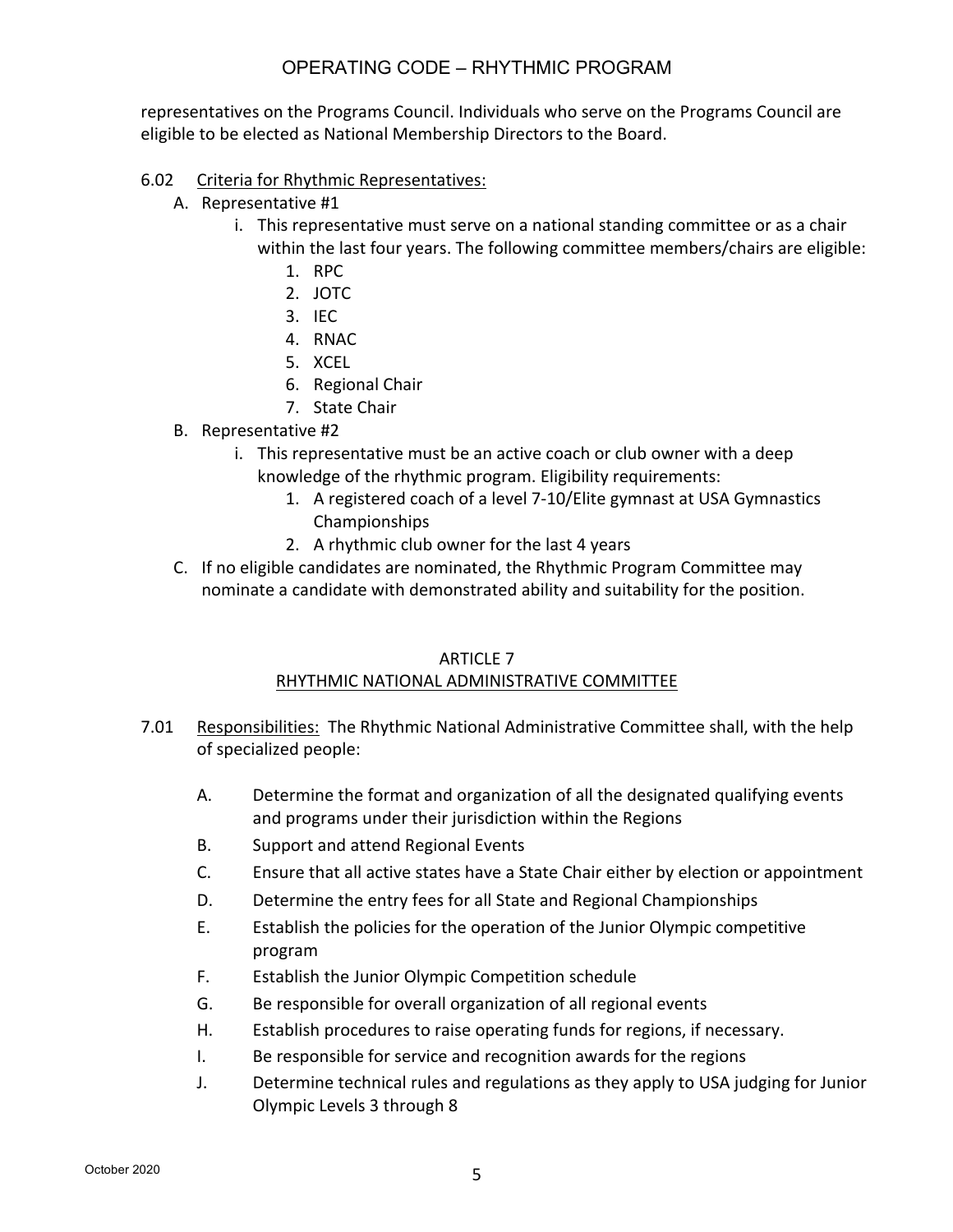representatives on the Programs Council. Individuals who serve on the Programs Council are eligible to be elected as National Membership Directors to the Board.

6.02 Criteria for Rhythmic Representatives:

A. Representative #1

i. This representative must serve on a national standing committee or as a chair within the last four years. The following committee members/chairs are eligible:

1. RPC
2. JOTC
3. IEC
4. RNAC
5. XCEL
6. Regional Chair
7. State Chair

B. Representative #2

i. This representative must be an active coach or club owner with a deep knowledge of the rhythmic program. Eligibility requirements:

1. A registered coach of a level 7-10/Elite gymnast at USA Gymnastics Championships
2. A rhythmic club owner for the last 4 years

C. If no eligible candidates are nominated, the Rhythmic Program Committee may nominate a candidate with demonstrated ability and suitability for the position.

## ARTICLE 7
## RHYTHMIC NATIONAL ADMINISTRATIVE COMMITTEE

7.01 Responsibilities: The Rhythmic National Administrative Committee shall, with the help of specialized people:

A. Determine the format and organization of all the designated qualifying events and programs under their jurisdiction within the Regions

B. Support and attend Regional Events

C. Ensure that all active states have a State Chair either by election or appointment

D. Determine the entry fees for all State and Regional Championships

E. Establish the policies for the operation of the Junior Olympic competitive program

F. Establish the Junior Olympic Competition schedule

G. Be responsible for overall organization of all regional events

H. Establish procedures to raise operating funds for regions, if necessary.

I. Be responsible for service and recognition awards for the regions

J. Determine technical rules and regulations as they apply to USA judging for Junior Olympic Levels 3 through 8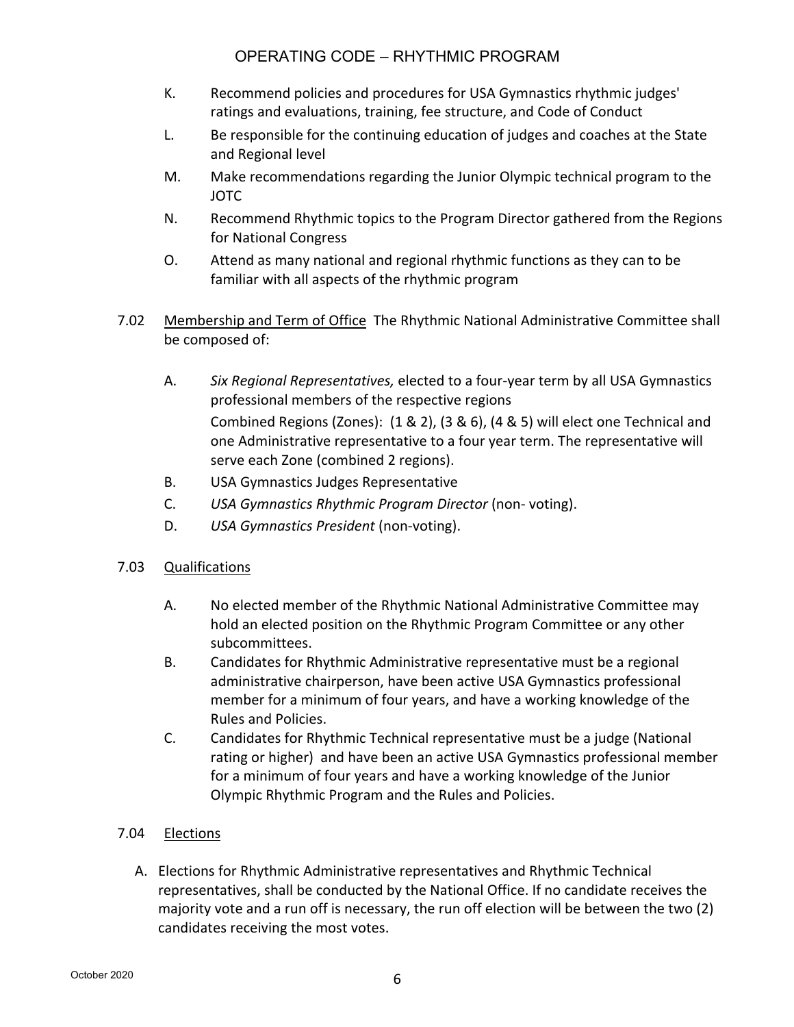K. Recommend policies and procedures for USA Gymnastics rhythmic judges' ratings and evaluations, training, fee structure, and Code of Conduct

L. Be responsible for the continuing education of judges and coaches at the State and Regional level

M. Make recommendations regarding the Junior Olympic technical program to the JOTC

N. Recommend Rhythmic topics to the Program Director gathered from the Regions for National Congress

O. Attend as many national and regional rhythmic functions as they can to be familiar with all aspects of the rhythmic program

7.02 Membership and Term of Office The Rhythmic National Administrative Committee shall be composed of:

A. *Six Regional Representatives,* elected to a four-year term by all USA Gymnastics professional members of the respective regions

Combined Regions (Zones): (1 & 2), (3 & 6), (4 & 5) will elect one Technical and one Administrative representative to a four year term. The representative will serve each Zone (combined 2 regions).

B. USA Gymnastics Judges Representative

C. *USA Gymnastics Rhythmic Program Director* (non- voting).

D. *USA Gymnastics President* (non-voting).

7.03 Qualifications

A. No elected member of the Rhythmic National Administrative Committee may hold an elected position on the Rhythmic Program Committee or any other subcommittees.

B. Candidates for Rhythmic Administrative representative must be a regional administrative chairperson, have been active USA Gymnastics professional member for a minimum of four years, and have a working knowledge of the Rules and Policies.

C. Candidates for Rhythmic Technical representative must be a judge (National rating or higher) and have been an active USA Gymnastics professional member for a minimum of four years and have a working knowledge of the Junior Olympic Rhythmic Program and the Rules and Policies.

7.04 Elections

A. Elections for Rhythmic Administrative representatives and Rhythmic Technical representatives, shall be conducted by the National Office. If no candidate receives the majority vote and a run off is necessary, the run off election will be between the two (2) candidates receiving the most votes.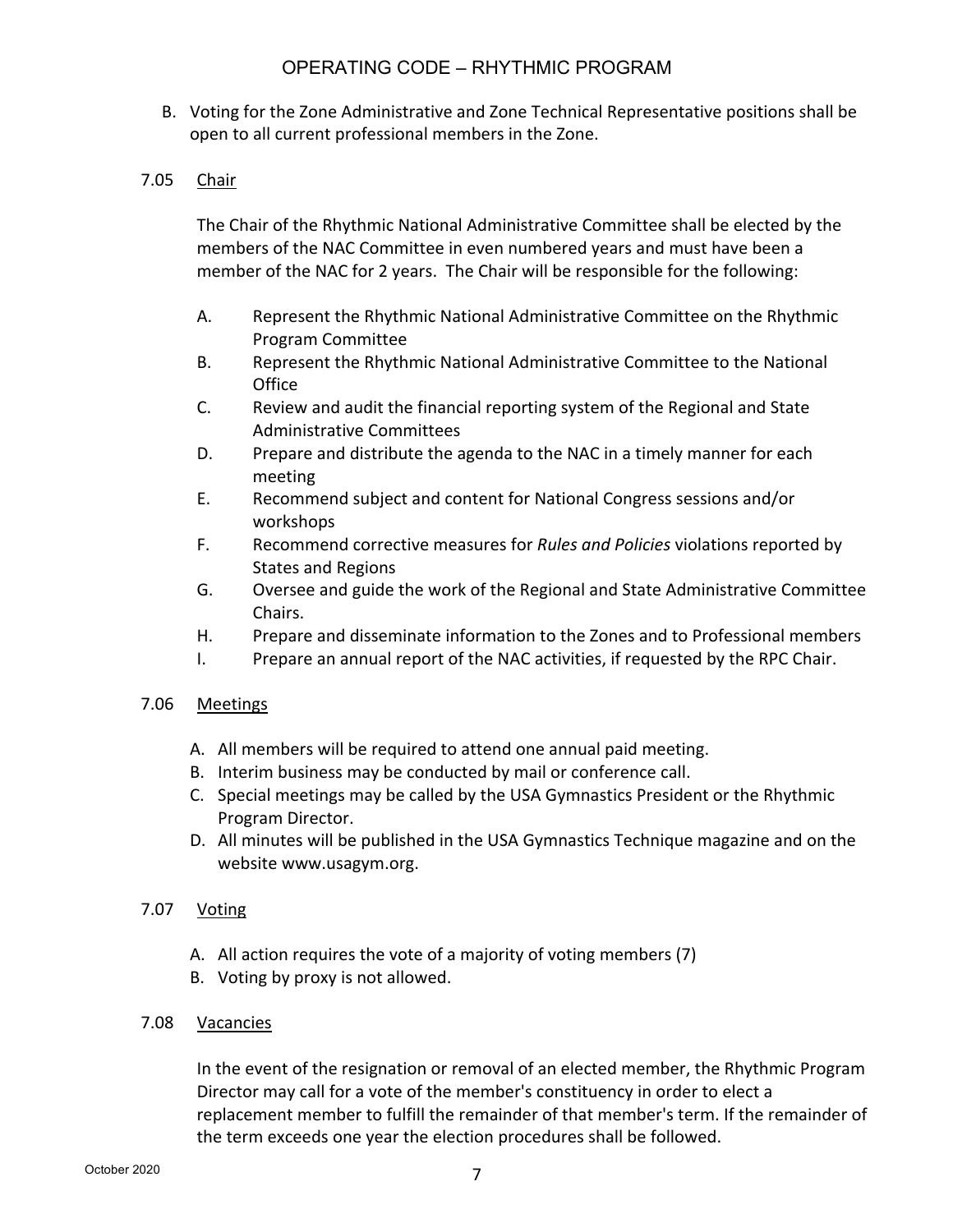B. Voting for the Zone Administrative and Zone Technical Representative positions shall be open to all current professional members in the Zone.

### 7.05 Chair

The Chair of the Rhythmic National Administrative Committee shall be elected by the members of the NAC Committee in even numbered years and must have been a member of the NAC for 2 years. The Chair will be responsible for the following:

A. Represent the Rhythmic National Administrative Committee on the Rhythmic Program Committee
B. Represent the Rhythmic National Administrative Committee to the National Office
C. Review and audit the financial reporting system of the Regional and State Administrative Committees
D. Prepare and distribute the agenda to the NAC in a timely manner for each meeting
E. Recommend subject and content for National Congress sessions and/or workshops
F. Recommend corrective measures for *Rules and Policies* violations reported by States and Regions
G. Oversee and guide the work of the Regional and State Administrative Committee Chairs.
H. Prepare and disseminate information to the Zones and to Professional members
I. Prepare an annual report of the NAC activities, if requested by the RPC Chair.

### 7.06 Meetings

A. All members will be required to attend one annual paid meeting.
B. Interim business may be conducted by mail or conference call.
C. Special meetings may be called by the USA Gymnastics President or the Rhythmic Program Director.
D. All minutes will be published in the USA Gymnastics Technique magazine and on the website www.usagym.org.

### 7.07 Voting

A. All action requires the vote of a majority of voting members (7)
B. Voting by proxy is not allowed.

### 7.08 Vacancies

In the event of the resignation or removal of an elected member, the Rhythmic Program Director may call for a vote of the member's constituency in order to elect a replacement member to fulfill the remainder of that member's term. If the remainder of the term exceeds one year the election procedures shall be followed.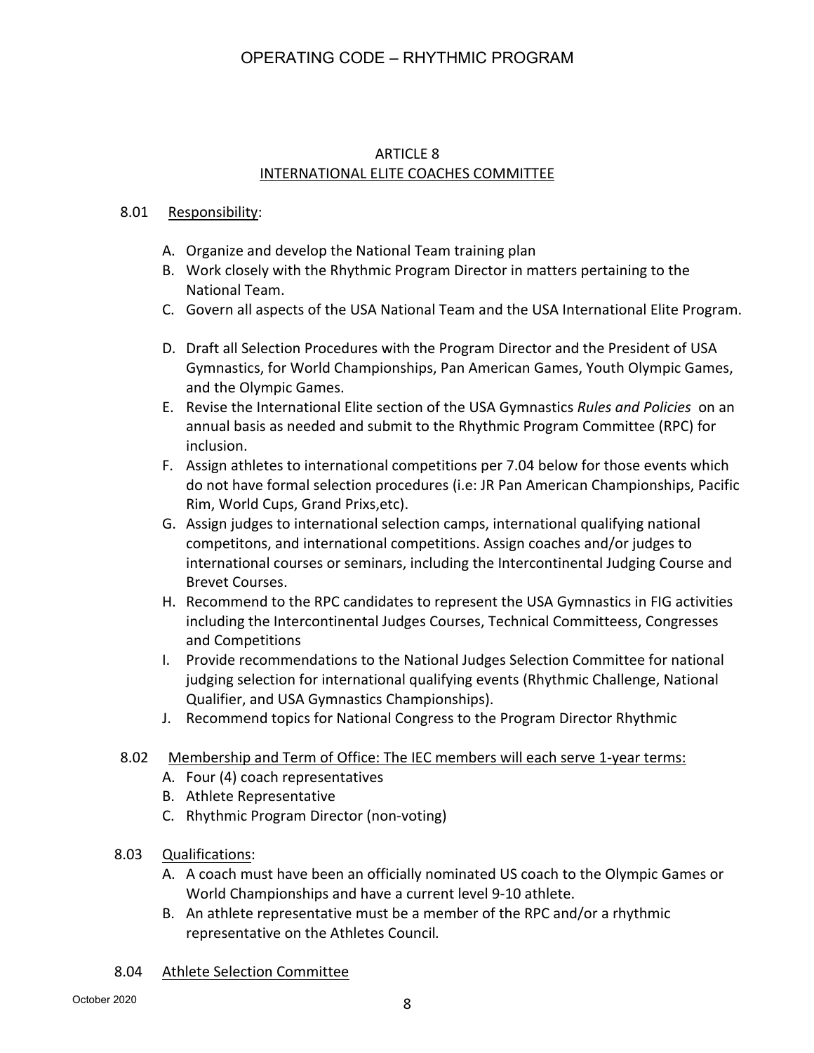## ARTICLE 8
## INTERNATIONAL ELITE COACHES COMMITTEE

8.01 Responsibility:

A. Organize and develop the National Team training plan
B. Work closely with the Rhythmic Program Director in matters pertaining to the National Team.
C. Govern all aspects of the USA National Team and the USA International Elite Program.
D. Draft all Selection Procedures with the Program Director and the President of USA Gymnastics, for World Championships, Pan American Games, Youth Olympic Games, and the Olympic Games.
E. Revise the International Elite section of the USA Gymnastics *Rules and Policies* on an annual basis as needed and submit to the Rhythmic Program Committee (RPC) for inclusion.
F. Assign athletes to international competitions per 7.04 below for those events which do not have formal selection procedures (i.e: JR Pan American Championships, Pacific Rim, World Cups, Grand Prixs,etc).
G. Assign judges to international selection camps, international qualifying national competitons, and international competitions. Assign coaches and/or judges to international courses or seminars, including the Intercontinental Judging Course and Brevet Courses.
H. Recommend to the RPC candidates to represent the USA Gymnastics in FIG activities including the Intercontinental Judges Courses, Technical Committeess, Congresses and Competitions
I. Provide recommendations to the National Judges Selection Committee for national judging selection for international qualifying events (Rhythmic Challenge, National Qualifier, and USA Gymnastics Championships).
J. Recommend topics for National Congress to the Program Director Rhythmic

8.02 Membership and Term of Office: The IEC members will each serve 1-year terms:

A. Four (4) coach representatives
B. Athlete Representative
C. Rhythmic Program Director (non-voting)

8.03 Qualifications:

A. A coach must have been an officially nominated US coach to the Olympic Games or World Championships and have a current level 9-10 athlete.
B. An athlete representative must be a member of the RPC and/or a rhythmic representative on the Athletes Council*.*

8.04 Athlete Selection Committee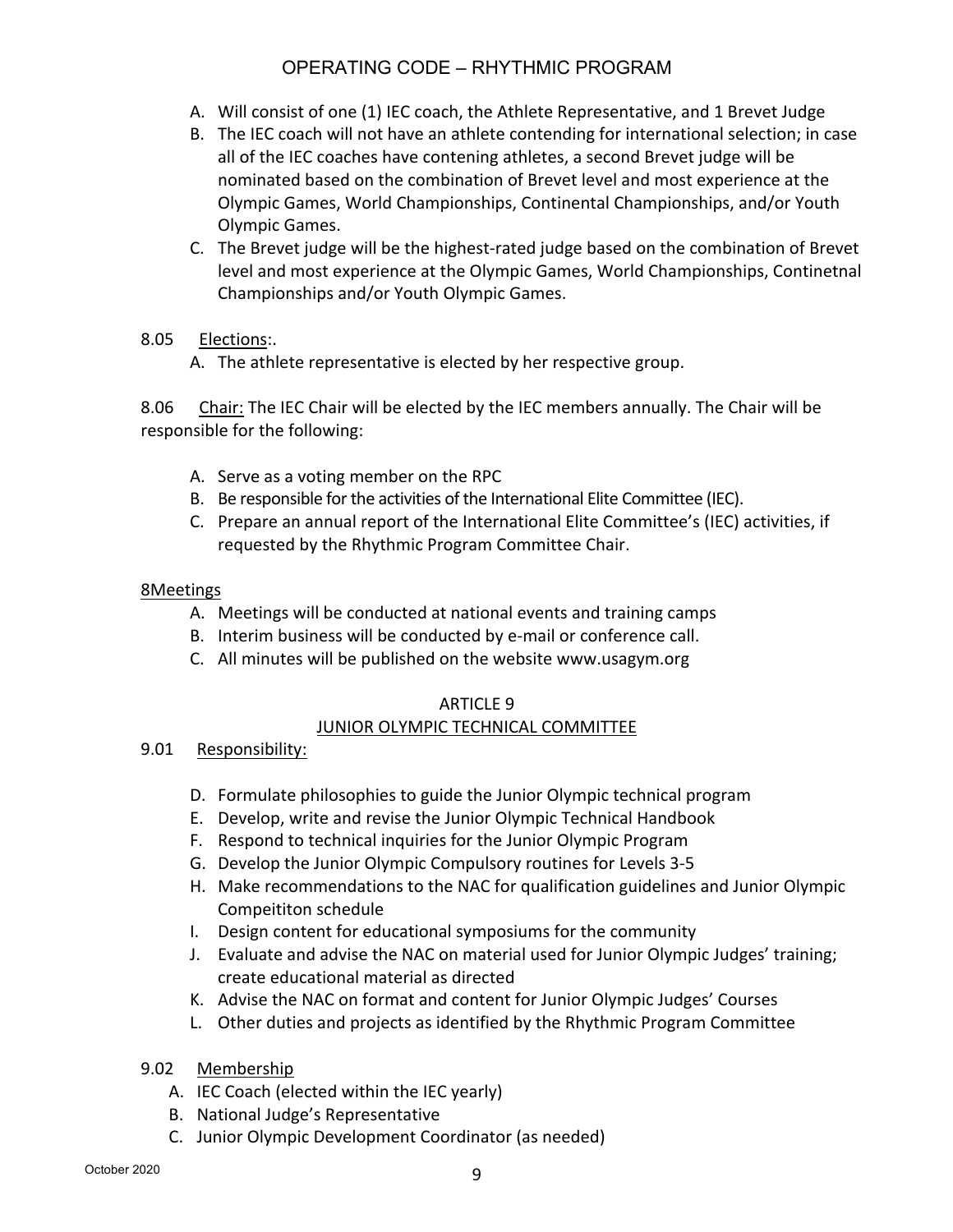A. Will consist of one (1) IEC coach, the Athlete Representative, and 1 Brevet Judge
B. The IEC coach will not have an athlete contending for international selection; in case all of the IEC coaches have contening athletes, a second Brevet judge will be nominated based on the combination of Brevet level and most experience at the Olympic Games, World Championships, Continental Championships, and/or Youth Olympic Games.
C. The Brevet judge will be the highest-rated judge based on the combination of Brevet level and most experience at the Olympic Games, World Championships, Continetnal Championships and/or Youth Olympic Games.

8.05 Elections:.

A. The athlete representative is elected by her respective group.

8.06 Chair: The IEC Chair will be elected by the IEC members annually. The Chair will be responsible for the following:

A. Serve as a voting member on the RPC
B. Be responsible for the activities of the International Elite Committee (IEC).
C. Prepare an annual report of the International Elite Committee's (IEC) activities, if requested by the Rhythmic Program Committee Chair.

8Meetings

A. Meetings will be conducted at national events and training camps
B. Interim business will be conducted by e-mail or conference call.
C. All minutes will be published on the website www.usagym.org

## ARTICLE 9
## JUNIOR OLYMPIC TECHNICAL COMMITTEE

9.01 Responsibility:

D. Formulate philosophies to guide the Junior Olympic technical program
E. Develop, write and revise the Junior Olympic Technical Handbook
F. Respond to technical inquiries for the Junior Olympic Program
G. Develop the Junior Olympic Compulsory routines for Levels 3-5
H. Make recommendations to the NAC for qualification guidelines and Junior Olympic Compeititon schedule
I. Design content for educational symposiums for the community
J. Evaluate and advise the NAC on material used for Junior Olympic Judges' training; create educational material as directed
K. Advise the NAC on format and content for Junior Olympic Judges' Courses
L. Other duties and projects as identified by the Rhythmic Program Committee

9.02 Membership

A. IEC Coach (elected within the IEC yearly)
B. National Judge's Representative
C. Junior Olympic Development Coordinator (as needed)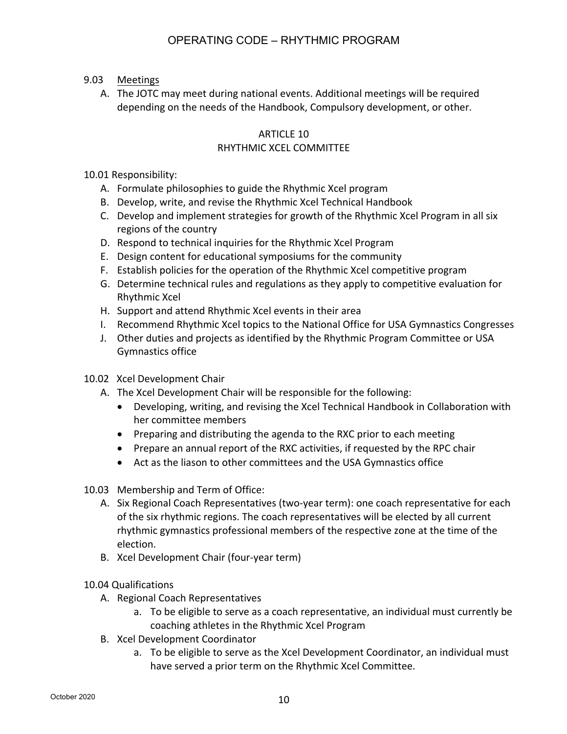9.03 Meetings

A. The JOTC may meet during national events. Additional meetings will be required depending on the needs of the Handbook, Compulsory development, or other.

## ARTICLE 10
## RHYTHMIC XCEL COMMITTEE

10.01 Responsibility:

A. Formulate philosophies to guide the Rhythmic Xcel program
B. Develop, write, and revise the Rhythmic Xcel Technical Handbook
C. Develop and implement strategies for growth of the Rhythmic Xcel Program in all six regions of the country
D. Respond to technical inquiries for the Rhythmic Xcel Program
E. Design content for educational symposiums for the community
F. Establish policies for the operation of the Rhythmic Xcel competitive program
G. Determine technical rules and regulations as they apply to competitive evaluation for Rhythmic Xcel
H. Support and attend Rhythmic Xcel events in their area
I. Recommend Rhythmic Xcel topics to the National Office for USA Gymnastics Congresses
J. Other duties and projects as identified by the Rhythmic Program Committee or USA Gymnastics office

10.02 Xcel Development Chair

A. The Xcel Development Chair will be responsible for the following:
   - Developing, writing, and revising the Xcel Technical Handbook in Collaboration with her committee members
   - Preparing and distributing the agenda to the RXC prior to each meeting
   - Prepare an annual report of the RXC activities, if requested by the RPC chair
   - Act as the liason to other committees and the USA Gymnastics office

10.03 Membership and Term of Office:

A. Six Regional Coach Representatives (two-year term): one coach representative for each of the six rhythmic regions. The coach representatives will be elected by all current rhythmic gymnastics professional members of the respective zone at the time of the election.
B. Xcel Development Chair (four-year term)

10.04 Qualifications

A. Regional Coach Representatives
   a. To be eligible to serve as a coach representative, an individual must currently be coaching athletes in the Rhythmic Xcel Program
B. Xcel Development Coordinator
   a. To be eligible to serve as the Xcel Development Coordinator, an individual must have served a prior term on the Rhythmic Xcel Committee.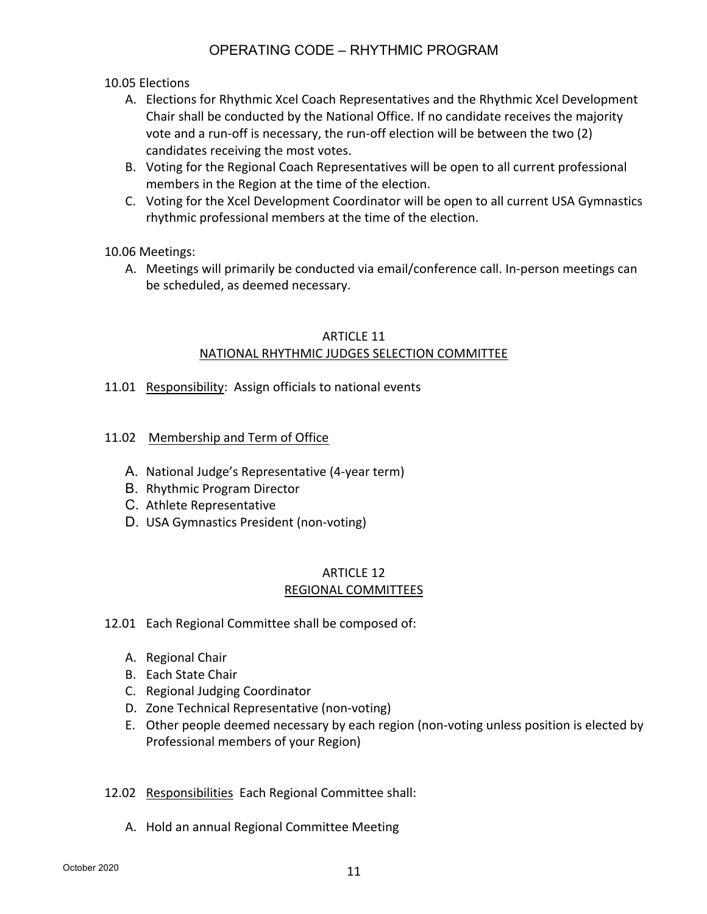10.05 Elections

A. Elections for Rhythmic Xcel Coach Representatives and the Rhythmic Xcel Development Chair shall be conducted by the National Office. If no candidate receives the majority vote and a run-off is necessary, the run-off election will be between the two (2) candidates receiving the most votes.
B. Voting for the Regional Coach Representatives will be open to all current professional members in the Region at the time of the election.
C. Voting for the Xcel Development Coordinator will be open to all current USA Gymnastics rhythmic professional members at the time of the election.

10.06 Meetings:

A. Meetings will primarily be conducted via email/conference call. In-person meetings can be scheduled, as deemed necessary.

## ARTICLE 11
## NATIONAL RHYTHMIC JUDGES SELECTION COMMITTEE

11.01 Responsibility: Assign officials to national events

11.02 Membership and Term of Office

A. National Judge's Representative (4-year term)
B. Rhythmic Program Director
C. Athlete Representative
D. USA Gymnastics President (non-voting)

## ARTICLE 12
## REGIONAL COMMITTEES

12.01 Each Regional Committee shall be composed of:

A. Regional Chair
B. Each State Chair
C. Regional Judging Coordinator
D. Zone Technical Representative (non-voting)
E. Other people deemed necessary by each region (non-voting unless position is elected by Professional members of your Region)

12.02 Responsibilities Each Regional Committee shall:

A. Hold an annual Regional Committee Meeting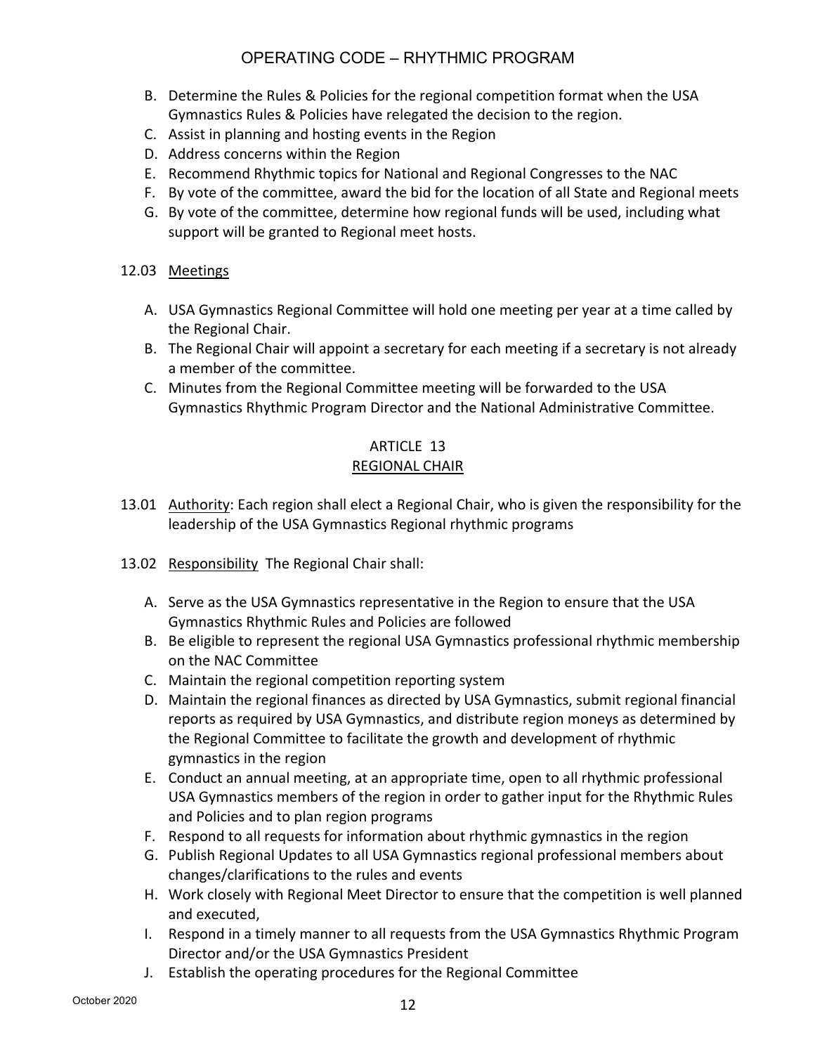B. Determine the Rules & Policies for the regional competition format when the USA Gymnastics Rules & Policies have relegated the decision to the region.
C. Assist in planning and hosting events in the Region
D. Address concerns within the Region
E. Recommend Rhythmic topics for National and Regional Congresses to the NAC
F. By vote of the committee, award the bid for the location of all State and Regional meets
G. By vote of the committee, determine how regional funds will be used, including what support will be granted to Regional meet hosts.

12.03 Meetings

A. USA Gymnastics Regional Committee will hold one meeting per year at a time called by the Regional Chair.
B. The Regional Chair will appoint a secretary for each meeting if a secretary is not already a member of the committee.
C. Minutes from the Regional Committee meeting will be forwarded to the USA Gymnastics Rhythmic Program Director and the National Administrative Committee.

## ARTICLE 13
## REGIONAL CHAIR

13.01 Authority: Each region shall elect a Regional Chair, who is given the responsibility for the leadership of the USA Gymnastics Regional rhythmic programs

13.02 Responsibility The Regional Chair shall:

A. Serve as the USA Gymnastics representative in the Region to ensure that the USA Gymnastics Rhythmic Rules and Policies are followed
B. Be eligible to represent the regional USA Gymnastics professional rhythmic membership on the NAC Committee
C. Maintain the regional competition reporting system
D. Maintain the regional finances as directed by USA Gymnastics, submit regional financial reports as required by USA Gymnastics, and distribute region moneys as determined by the Regional Committee to facilitate the growth and development of rhythmic gymnastics in the region
E. Conduct an annual meeting, at an appropriate time, open to all rhythmic professional USA Gymnastics members of the region in order to gather input for the Rhythmic Rules and Policies and to plan region programs
F. Respond to all requests for information about rhythmic gymnastics in the region
G. Publish Regional Updates to all USA Gymnastics regional professional members about changes/clarifications to the rules and events
H. Work closely with Regional Meet Director to ensure that the competition is well planned and executed,
I. Respond in a timely manner to all requests from the USA Gymnastics Rhythmic Program Director and/or the USA Gymnastics President
J. Establish the operating procedures for the Regional Committee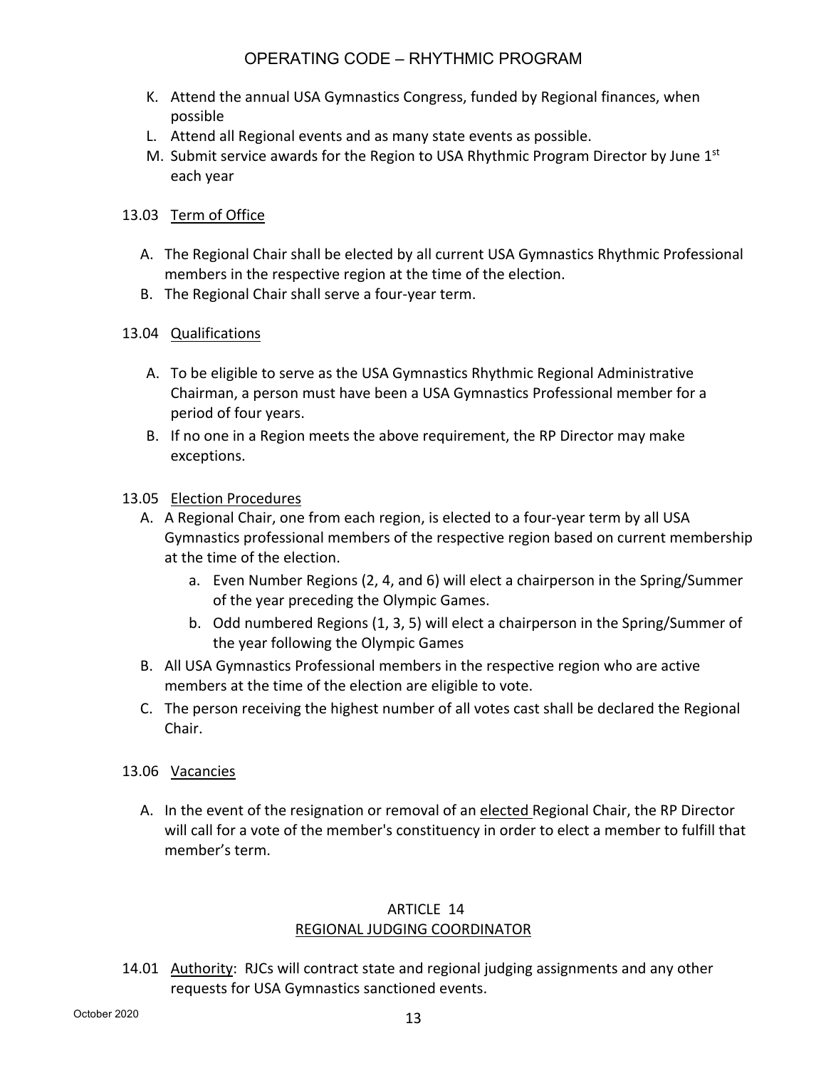K. Attend the annual USA Gymnastics Congress, funded by Regional finances, when possible
L. Attend all Regional events and as many state events as possible.
M. Submit service awards for the Region to USA Rhythmic Program Director by June 1st each year

13.03 Term of Office

A. The Regional Chair shall be elected by all current USA Gymnastics Rhythmic Professional members in the respective region at the time of the election.
B. The Regional Chair shall serve a four-year term.

13.04 Qualifications

A. To be eligible to serve as the USA Gymnastics Rhythmic Regional Administrative Chairman, a person must have been a USA Gymnastics Professional member for a period of four years.
B. If no one in a Region meets the above requirement, the RP Director may make exceptions.

13.05 Election Procedures

A. A Regional Chair, one from each region, is elected to a four-year term by all USA Gymnastics professional members of the respective region based on current membership at the time of the election.
    a. Even Number Regions (2, 4, and 6) will elect a chairperson in the Spring/Summer of the year preceding the Olympic Games.
    b. Odd numbered Regions (1, 3, 5) will elect a chairperson in the Spring/Summer of the year following the Olympic Games
B. All USA Gymnastics Professional members in the respective region who are active members at the time of the election are eligible to vote.
C. The person receiving the highest number of all votes cast shall be declared the Regional Chair.

13.06 Vacancies

A. In the event of the resignation or removal of an elected Regional Chair, the RP Director will call for a vote of the member's constituency in order to elect a member to fulfill that member's term.

## ARTICLE 14
## REGIONAL JUDGING COORDINATOR

14.01 Authority: RJCs will contract state and regional judging assignments and any other requests for USA Gymnastics sanctioned events.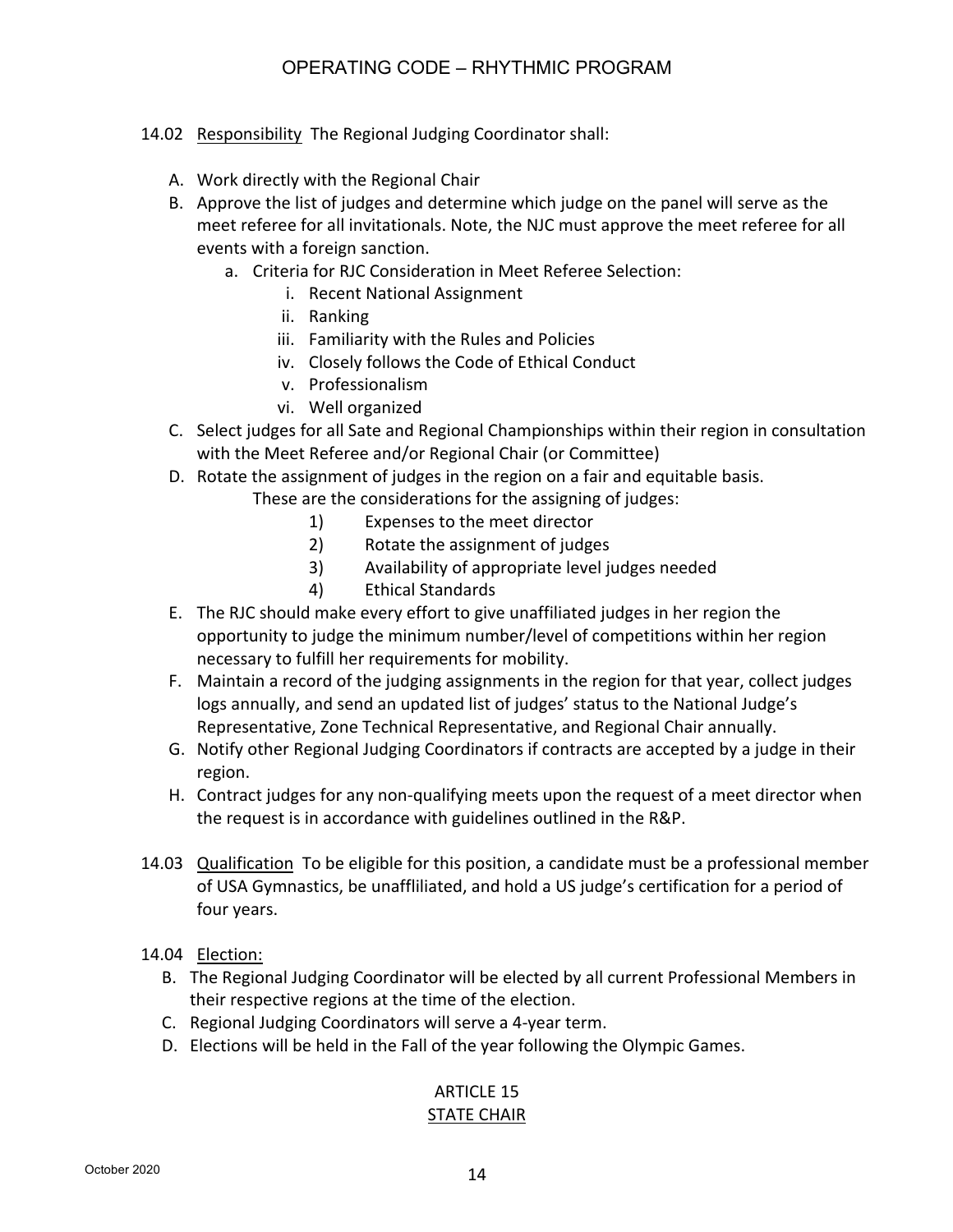14.02 Responsibility The Regional Judging Coordinator shall:

A. Work directly with the Regional Chair
B. Approve the list of judges and determine which judge on the panel will serve as the meet referee for all invitationals. Note, the NJC must approve the meet referee for all events with a foreign sanction.
   a. Criteria for RJC Consideration in Meet Referee Selection:
      i. Recent National Assignment
      ii. Ranking
      iii. Familiarity with the Rules and Policies
      iv. Closely follows the Code of Ethical Conduct
      v. Professionalism
      vi. Well organized
C. Select judges for all Sate and Regional Championships within their region in consultation with the Meet Referee and/or Regional Chair (or Committee)
D. Rotate the assignment of judges in the region on a fair and equitable basis.
   These are the considerations for the assigning of judges:
   1) Expenses to the meet director
   2) Rotate the assignment of judges
   3) Availability of appropriate level judges needed
   4) Ethical Standards
E. The RJC should make every effort to give unaffiliated judges in her region the opportunity to judge the minimum number/level of competitions within her region necessary to fulfill her requirements for mobility.
F. Maintain a record of the judging assignments in the region for that year, collect judges logs annually, and send an updated list of judges' status to the National Judge's Representative, Zone Technical Representative, and Regional Chair annually.
G. Notify other Regional Judging Coordinators if contracts are accepted by a judge in their region.
H. Contract judges for any non-qualifying meets upon the request of a meet director when the request is in accordance with guidelines outlined in the R&P.

14.03 Qualification To be eligible for this position, a candidate must be a professional member of USA Gymnastics, be unaffliliated, and hold a US judge's certification for a period of four years.

14.04 Election:

B. The Regional Judging Coordinator will be elected by all current Professional Members in their respective regions at the time of the election.
C. Regional Judging Coordinators will serve a 4-year term.
D. Elections will be held in the Fall of the year following the Olympic Games.

## ARTICLE 15
## STATE CHAIR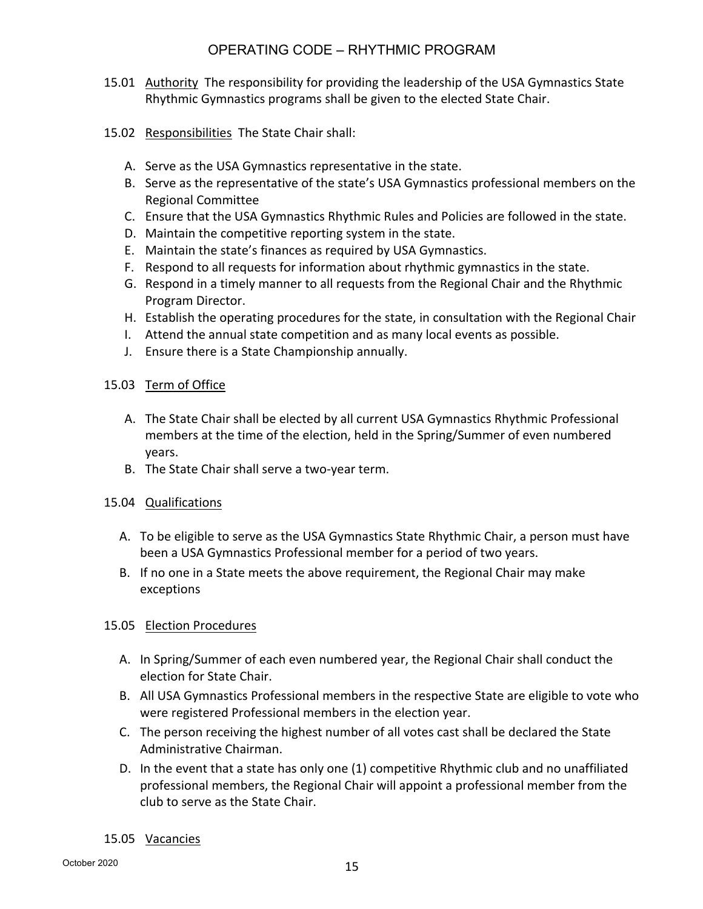15.01 Authority The responsibility for providing the leadership of the USA Gymnastics State Rhythmic Gymnastics programs shall be given to the elected State Chair.

15.02 Responsibilities The State Chair shall:

A. Serve as the USA Gymnastics representative in the state.
B. Serve as the representative of the state's USA Gymnastics professional members on the Regional Committee
C. Ensure that the USA Gymnastics Rhythmic Rules and Policies are followed in the state.
D. Maintain the competitive reporting system in the state.
E. Maintain the state's finances as required by USA Gymnastics.
F. Respond to all requests for information about rhythmic gymnastics in the state.
G. Respond in a timely manner to all requests from the Regional Chair and the Rhythmic Program Director.
H. Establish the operating procedures for the state, in consultation with the Regional Chair
I. Attend the annual state competition and as many local events as possible.
J. Ensure there is a State Championship annually.

15.03 Term of Office

A. The State Chair shall be elected by all current USA Gymnastics Rhythmic Professional members at the time of the election, held in the Spring/Summer of even numbered years.
B. The State Chair shall serve a two-year term.

15.04 Qualifications

A. To be eligible to serve as the USA Gymnastics State Rhythmic Chair, a person must have been a USA Gymnastics Professional member for a period of two years.
B. If no one in a State meets the above requirement, the Regional Chair may make exceptions

15.05 Election Procedures

A. In Spring/Summer of each even numbered year, the Regional Chair shall conduct the election for State Chair.
B. All USA Gymnastics Professional members in the respective State are eligible to vote who were registered Professional members in the election year.
C. The person receiving the highest number of all votes cast shall be declared the State Administrative Chairman.
D. In the event that a state has only one (1) competitive Rhythmic club and no unaffiliated professional members, the Regional Chair will appoint a professional member from the club to serve as the State Chair.

15.05 Vacancies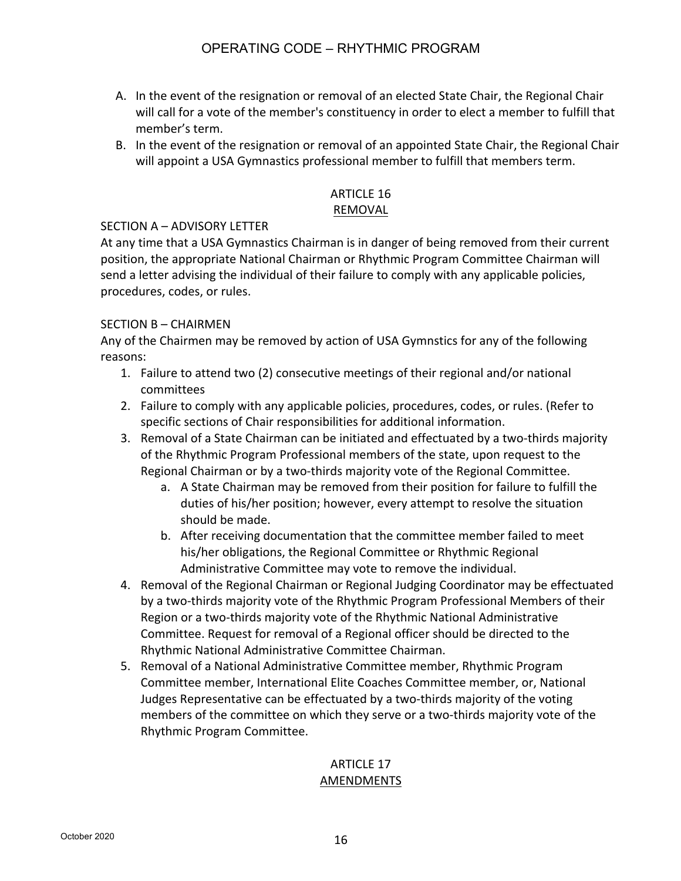A. In the event of the resignation or removal of an elected State Chair, the Regional Chair will call for a vote of the member's constituency in order to elect a member to fulfill that member's term.

B. In the event of the resignation or removal of an appointed State Chair, the Regional Chair will appoint a USA Gymnastics professional member to fulfill that members term.

## ARTICLE 16
## REMOVAL

### SECTION A – ADVISORY LETTER

At any time that a USA Gymnastics Chairman is in danger of being removed from their current position, the appropriate National Chairman or Rhythmic Program Committee Chairman will send a letter advising the individual of their failure to comply with any applicable policies, procedures, codes, or rules.

### SECTION B – CHAIRMEN

Any of the Chairmen may be removed by action of USA Gymnstics for any of the following reasons:

1. Failure to attend two (2) consecutive meetings of their regional and/or national committees
2. Failure to comply with any applicable policies, procedures, codes, or rules. (Refer to specific sections of Chair responsibilities for additional information.
3. Removal of a State Chairman can be initiated and effectuated by a two-thirds majority of the Rhythmic Program Professional members of the state, upon request to the Regional Chairman or by a two-thirds majority vote of the Regional Committee.
   a. A State Chairman may be removed from their position for failure to fulfill the duties of his/her position; however, every attempt to resolve the situation should be made.
   b. After receiving documentation that the committee member failed to meet his/her obligations, the Regional Committee or Rhythmic Regional Administrative Committee may vote to remove the individual.
4. Removal of the Regional Chairman or Regional Judging Coordinator may be effectuated by a two-thirds majority vote of the Rhythmic Program Professional Members of their Region or a two-thirds majority vote of the Rhythmic National Administrative Committee. Request for removal of a Regional officer should be directed to the Rhythmic National Administrative Committee Chairman.
5. Removal of a National Administrative Committee member, Rhythmic Program Committee member, International Elite Coaches Committee member, or, National Judges Representative can be effectuated by a two-thirds majority of the voting members of the committee on which they serve or a two-thirds majority vote of the Rhythmic Program Committee.

## ARTICLE 17
## AMENDMENTS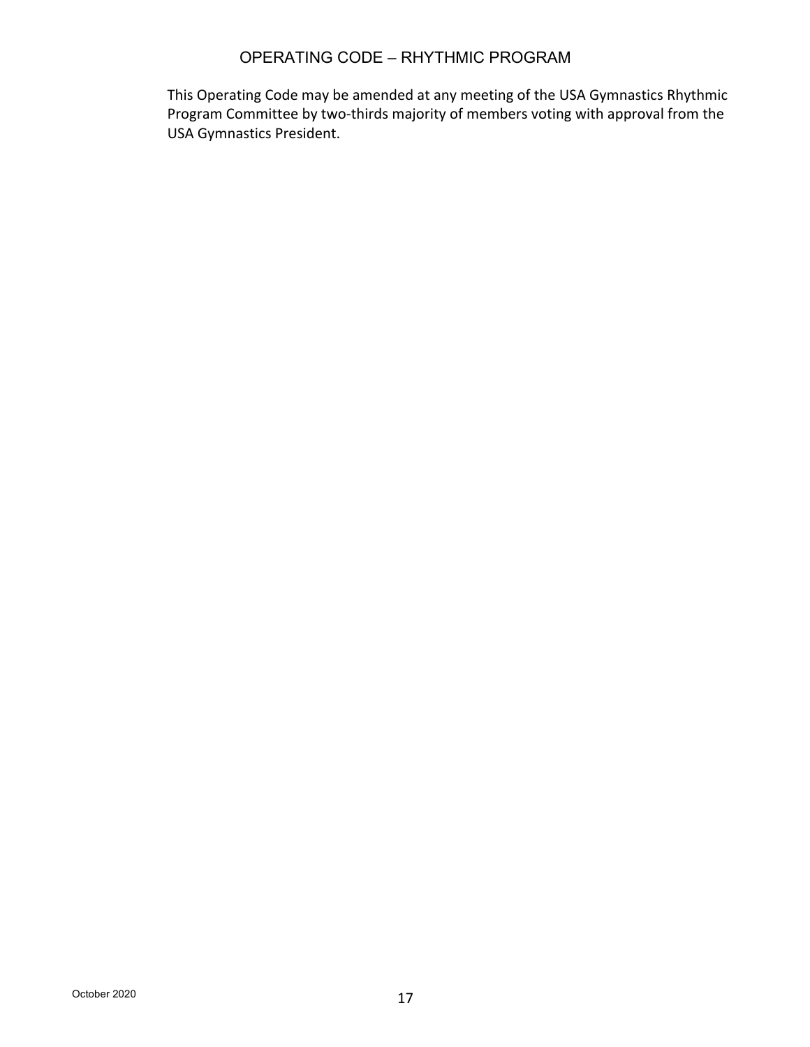This Operating Code may be amended at any meeting of the USA Gymnastics Rhythmic Program Committee by two-thirds majority of members voting with approval from the USA Gymnastics President.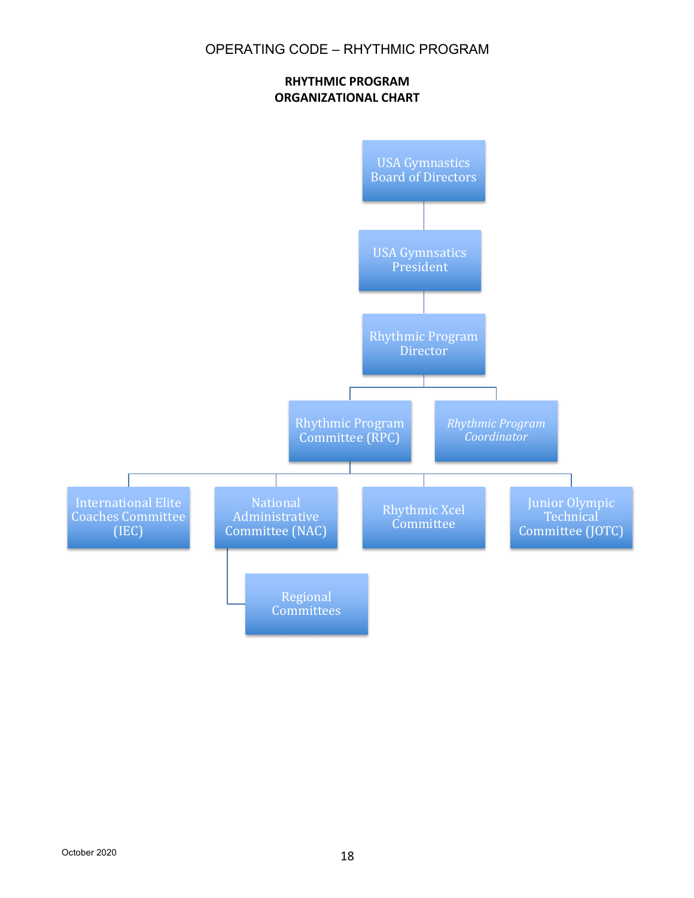**RHYTHMIC PROGRAM**
**ORGANIZATIONAL CHART**

- USA Gymnastics Board of Directors
  - USA Gymnsatics President
    - Rhythmic Program Director
      - Rhythmic Program Committee (RPC)
        - International Elite Coaches Committee (IEC)
        - National Administrative Committee (NAC)
          - Regional Committees
        - Rhythmic Xcel Committee
        - Junior Olympic Technical Committee (JOTC)
      - *Rhythmic Program Coordinator*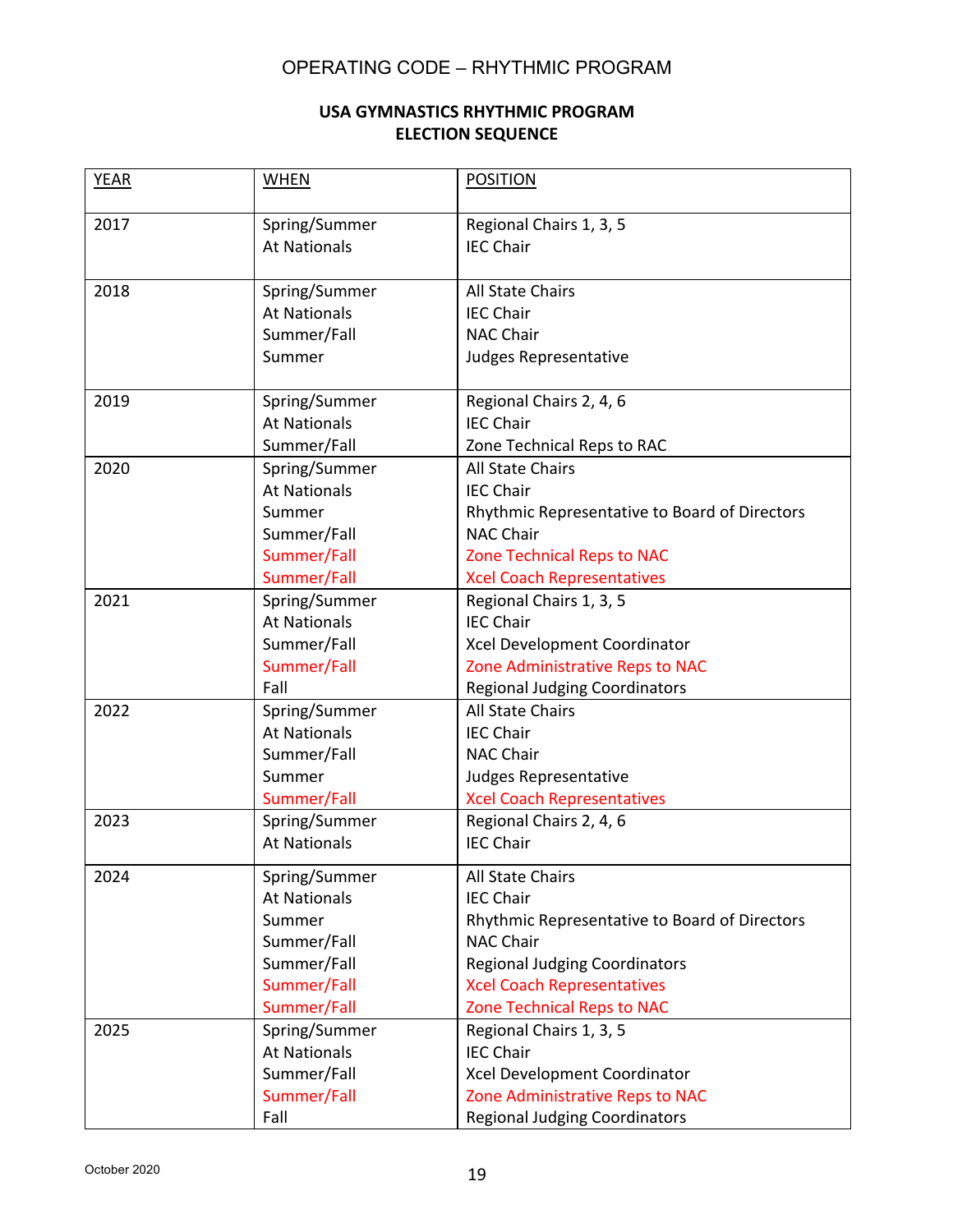## USA GYMNASTICS RHYTHMIC PROGRAM
## ELECTION SEQUENCE

| YEAR | WHEN | POSITION |
|---|---|---|
| 2017 | Spring/Summer<br>At Nationals | Regional Chairs 1, 3, 5<br>IEC Chair |
| 2018 | Spring/Summer<br>At Nationals<br>Summer/Fall<br>Summer | All State Chairs<br>IEC Chair<br>NAC Chair<br>Judges Representative |
| 2019 | Spring/Summer<br>At Nationals<br>Summer/Fall | Regional Chairs 2, 4, 6<br>IEC Chair<br>Zone Technical Reps to RAC |
| 2020 | Spring/Summer<br>At Nationals<br>Summer<br>Summer/Fall<br>Summer/Fall<br>Summer/Fall | All State Chairs<br>IEC Chair<br>Rhythmic Representative to Board of Directors<br>NAC Chair<br>Zone Technical Reps to NAC<br>Xcel Coach Representatives |
| 2021 | Spring/Summer<br>At Nationals<br>Summer/Fall<br>Summer/Fall<br>Fall | Regional Chairs 1, 3, 5<br>IEC Chair<br>Xcel Development Coordinator<br>Zone Administrative Reps to NAC<br>Regional Judging Coordinators |
| 2022 | Spring/Summer<br>At Nationals<br>Summer/Fall<br>Summer<br>Summer/Fall | All State Chairs<br>IEC Chair<br>NAC Chair<br>Judges Representative<br>Xcel Coach Representatives |
| 2023 | Spring/Summer<br>At Nationals | Regional Chairs 2, 4, 6<br>IEC Chair |
| 2024 | Spring/Summer<br>At Nationals<br>Summer<br>Summer/Fall<br>Summer/Fall<br>Summer/Fall<br>Summer/Fall | All State Chairs<br>IEC Chair<br>Rhythmic Representative to Board of Directors<br>NAC Chair<br>Regional Judging Coordinators<br>Xcel Coach Representatives<br>Zone Technical Reps to NAC |
| 2025 | Spring/Summer<br>At Nationals<br>Summer/Fall<br>Summer/Fall<br>Fall | Regional Chairs 1, 3, 5<br>IEC Chair<br>Xcel Development Coordinator<br>Zone Administrative Reps to NAC<br>Regional Judging Coordinators |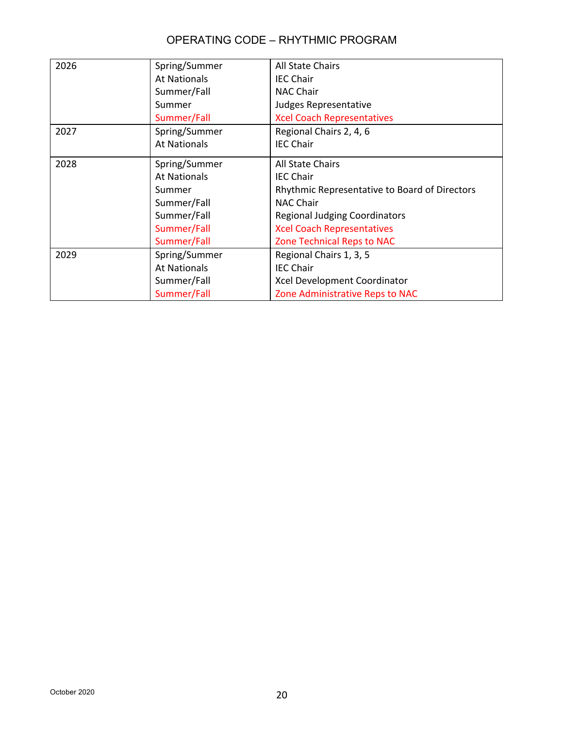| | | |
|---|---|---|
| 2026 | Spring/Summer<br>At Nationals<br>Summer/Fall<br>Summer<br>Summer/Fall | All State Chairs<br>IEC Chair<br>NAC Chair<br>Judges Representative<br>Xcel Coach Representatives |
| 2027 | Spring/Summer<br>At Nationals | Regional Chairs 2, 4, 6<br>IEC Chair |
| 2028 | Spring/Summer<br>At Nationals<br>Summer<br>Summer/Fall<br>Summer/Fall<br>Summer/Fall<br>Summer/Fall | All State Chairs<br>IEC Chair<br>Rhythmic Representative to Board of Directors<br>NAC Chair<br>Regional Judging Coordinators<br>Xcel Coach Representatives<br>Zone Technical Reps to NAC |
| 2029 | Spring/Summer<br>At Nationals<br>Summer/Fall<br>Summer/Fall | Regional Chairs 1, 3, 5<br>IEC Chair<br>Xcel Development Coordinator<br>Zone Administrative Reps to NAC |